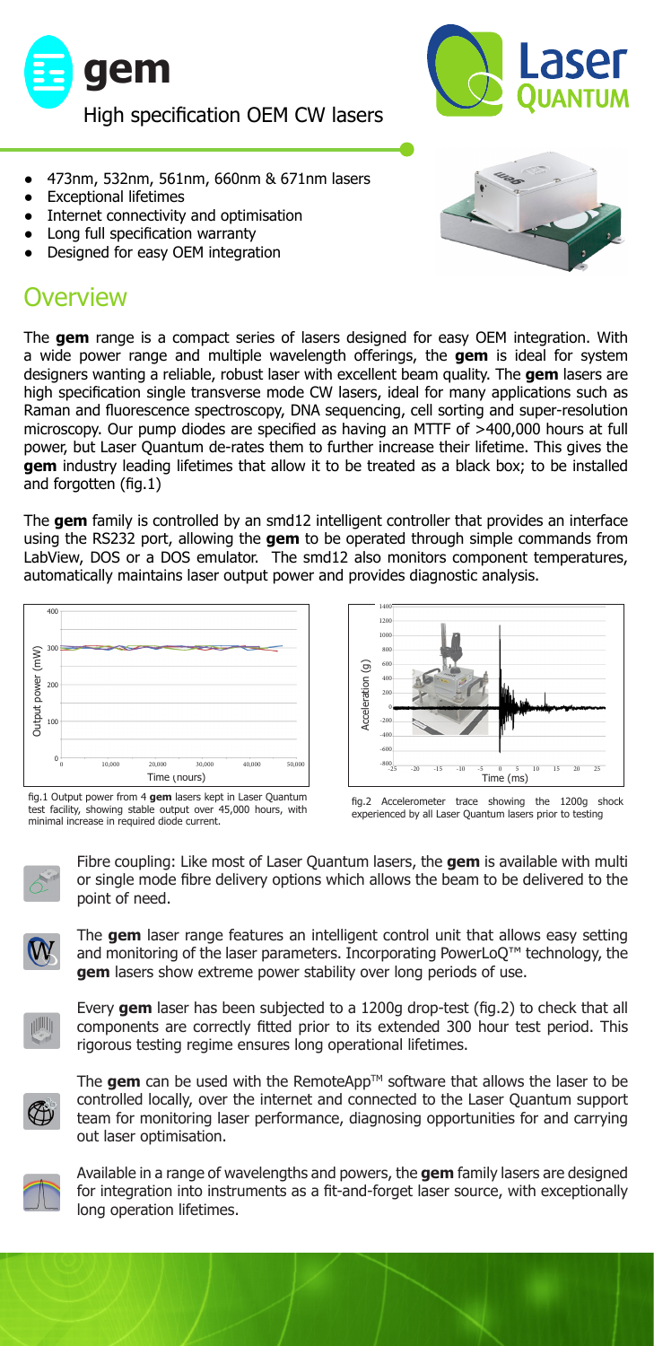# gem

High specification OEM CW lasers

- 473nm, 532nm, 561nm, 660nm & 671nm lasers
- Exceptional lifetimes
- Internet connectivity and optimisation
- Long full specification warranty
- Designed for easy OEM integration

## Overview

The **gem** range is a compact series of lasers designed for easy OEM integration. With a wide power range and multiple wavelength offerings, the **gem** is ideal for system designers wanting a reliable, robust laser with excellent beam quality. The **gem** lasers are high specification single transverse mode CW lasers, ideal for many applications such as Raman and fluorescence spectroscopy, DNA sequencing, cell sorting and super-resolution microscopy. Our pump diodes are specified as having an MTTF of >400,000 hours at full power, but Laser Quantum de-rates them to further increase their lifetime. This gives the **gem** industry leading lifetimes that allow it to be treated as a black box; to be installed and forgotten (fig.1)

The **gem** family is controlled by an smd12 intelligent controller that provides an interface using the RS232 port, allowing the **gem** to be operated through simple commands from LabView, DOS or a DOS emulator. The smd12 also monitors component temperatures, automatically maintains laser output power and provides diagnostic analysis.

fig.1 Output power from 4 **gem** lasers kept in Laser Quantum test facility, showing stable output over 45,000 hours, with minimal increase in required diode current.

fig.2 Accelerometer trace showing the 1200g shock experienced by all Laser Quantum lasers prior to testing

Fibre coupling: Like most of Laser Quantum lasers, the **gem** is available with multi or single mode fibre delivery options which allows the beam to be delivered to the point of need.

The **gem** laser range features an intelligent control unit that allows easy setting and monitoring of the laser parameters. Incorporating PowerLoQ™ technology, the **gem** lasers show extreme power stability over long periods of use.

Every **gem** laser has been subjected to a 1200g drop-test (fig.2) to check that all components are correctly fitted prior to its extended 300 hour test period. This rigorous testing regime ensures long operational lifetimes.

The **gem** can be used with the RemoteApp™ software that allows the laser to be controlled locally, over the internet and connected to the Laser Quantum support team for monitoring laser performance, diagnosing opportunities for and carrying out laser optimisation.

Available in a range of wavelengths and powers, the **gem** family lasers are designed for integration into instruments as a fit-and-forget laser source, with exceptionally long operation lifetimes.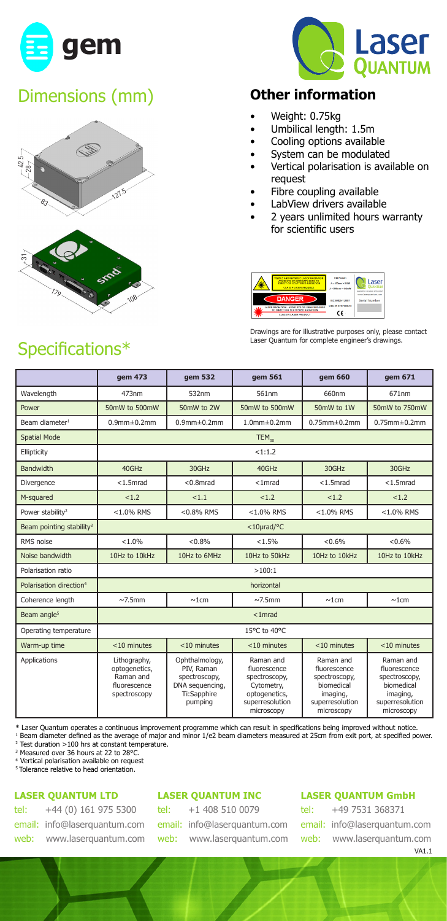# gem

# Laser Quantum

## Dimensions (mm)

42.5
28
83
127.5

31
179
108

## Other information

- Weight: 0.75kg
- Umbilical length: 1.5m
- Cooling options available
- System can be modulated
- Vertical polarisation is available on request
- Fibre coupling available
- LabView drivers available
- 2 years unlimited hours warranty for scientific users

Drawings are for illustrative purposes only, please contact Laser Quantum for complete engineer's drawings.

## Specifications*

| | gem 473 | gem 532 | gem 561 | gem 660 | gem 671 |
|---|---|---|---|---|---|
| Wavelength | 473nm | 532nm | 561nm | 660nm | 671nm |
| Power | 50mW to 500mW | 50mW to 2W | 50mW to 500mW | 50mW to 1W | 50mW to 750mW |
| Beam diameter[1] | 0.9mm±0.2mm | 0.9mm±0.2mm | 1.0mm±0.2mm | 0.75mm±0.2mm | 0.75mm±0.2mm |
| Spatial Mode | $TEM_{00}$ | | | | |
| Ellipticity | <1:1.2 | | | | |
| Bandwidth | 40GHz | 30GHz | 40GHz | 30GHz | 30GHz |
| Divergence | <1.5mrad | <0.8mrad | <1mrad | <1.5mrad | <1.5mrad |
| M-squared | <1.2 | <1.1 | <1.2 | <1.2 | <1.2 |
| Power stability[2] | <1.0% RMS | <0.8% RMS | <1.0% RMS | <1.0% RMS | <1.0% RMS |
| Beam pointing stability[3] | <10µrad/°C | | | | |
| RMS noise | <1.0% | <0.8% | <1.5% | <0.6% | <0.6% |
| Noise bandwidth | 10Hz to 10kHz | 10Hz to 6MHz | 10Hz to 50kHz | 10Hz to 10kHz | 10Hz to 10kHz |
| Polarisation ratio | >100:1 | | | | |
| Polarisation direction[4] | horizontal | | | | |
| Coherence length | ~7.5mm | ~1cm | ~7.5mm | ~1cm | ~1cm |
| Beam angle[5] | <1mrad | | | | |
| Operating temperature | 15°C to 40°C | | | | |
| Warm-up time | <10 minutes | <10 minutes | <10 minutes | <10 minutes | <10 minutes |
| Applications | Lithography, optogenetics, Raman and fluorescence spectroscopy | Ophthalmology, PIV, Raman spectroscopy, DNA sequencing, Ti:Sapphire pumping | Raman and fluorescence spectroscopy, Cytometry, optogenetics, superresolution microscopy | Raman and fluorescence spectroscopy, biomedical imaging, superresolution microscopy | Raman and fluorescence spectroscopy, biomedical imaging, superresolution microscopy |

\* Laser Quantum operates a continuous improvement programme which can result in specifications being improved without notice.
[1] Beam diameter defined as the average of major and minor 1/e2 beam diameters measured at 25cm from exit port, at specified power.
[2] Test duration >100 hrs at constant temperature.
[3] Measured over 36 hours at 22 to 28°C.
[4] Vertical polarisation available on request
[5] Tolerance relative to head orientation.

**LASER QUANTUM LTD**
tel: +44 (0) 161 975 5300
email: info@laserquantum.com
web: www.laserquantum.com

**LASER QUANTUM INC**
tel: +1 408 510 0079
email: info@laserquantum.com
web: www.laserquantum.com

**LASER QUANTUM GmbH**
tel: +49 7531 368371
email: info@laserquantum.com
web: www.laserquantum.com

VA1.1